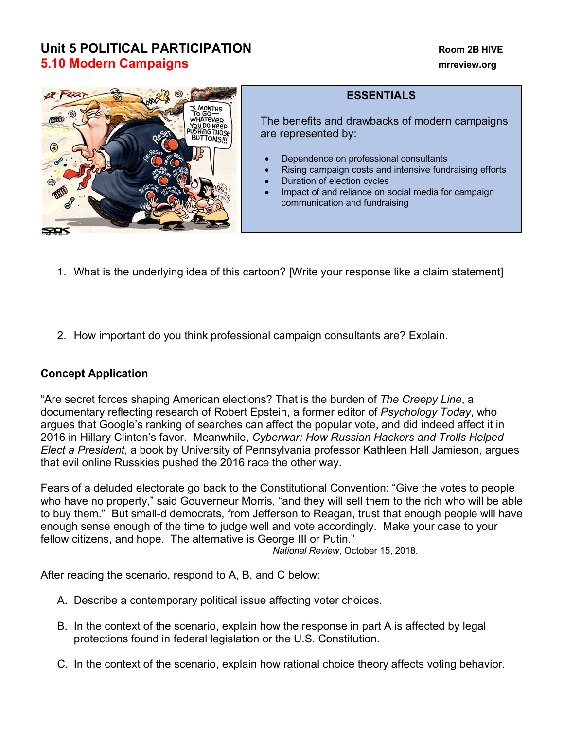# Unit 5 POLITICAL PARTICIPATION

## 5.10 Modern Campaigns

Room 2B HIVE
mrreview.org

**ESSENTIALS**

The benefits and drawbacks of modern campaigns are represented by:

- Dependence on professional consultants
- Rising campaign costs and intensive fundraising efforts
- Duration of election cycles
- Impact of and reliance on social media for campaign communication and fundraising

1. What is the underlying idea of this cartoon? [Write your response like a claim statement]

2. How important do you think professional campaign consultants are? Explain.

**Concept Application**

"Are secret forces shaping American elections? That is the burden of *The Creepy Line*, a documentary reflecting research of Robert Epstein, a former editor of *Psychology Today*, who argues that Google's ranking of searches can affect the popular vote, and did indeed affect it in 2016 in Hillary Clinton's favor. Meanwhile, *Cyberwar: How Russian Hackers and Trolls Helped Elect a President*, a book by University of Pennsylvania professor Kathleen Hall Jamieson, argues that evil online Russkies pushed the 2016 race the other way.

Fears of a deluded electorate go back to the Constitutional Convention: "Give the votes to people who have no property," said Gouverneur Morris, "and they will sell them to the rich who will be able to buy them." But small-d democrats, from Jefferson to Reagan, trust that enough people will have enough sense enough of the time to judge well and vote accordingly. Make your case to your fellow citizens, and hope. The alternative is George III or Putin."

*National Review*, October 15, 2018.

After reading the scenario, respond to A, B, and C below:

A. Describe a contemporary political issue affecting voter choices.

B. In the context of the scenario, explain how the response in part A is affected by legal protections found in federal legislation or the U.S. Constitution.

C. In the context of the scenario, explain how rational choice theory affects voting behavior.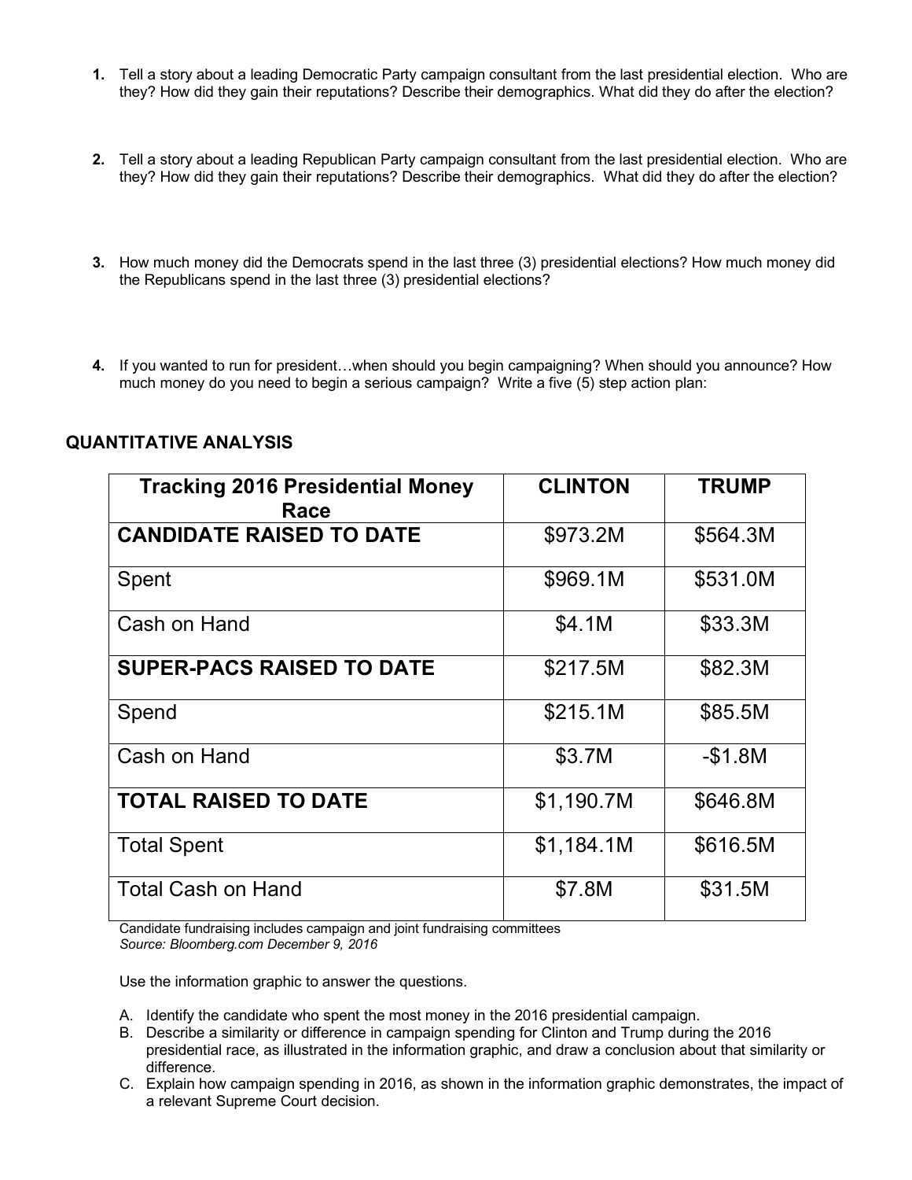1. Tell a story about a leading Democratic Party campaign consultant from the last presidential election. Who are they? How did they gain their reputations? Describe their demographics. What did they do after the election?

2. Tell a story about a leading Republican Party campaign consultant from the last presidential election. Who are they? How did they gain their reputations? Describe their demographics. What did they do after the election?

3. How much money did the Democrats spend in the last three (3) presidential elections? How much money did the Republicans spend in the last three (3) presidential elections?

4. If you wanted to run for president…when should you begin campaigning? When should you announce? How much money do you need to begin a serious campaign? Write a five (5) step action plan:

## QUANTITATIVE ANALYSIS

| Tracking 2016 Presidential Money Race | CLINTON | TRUMP |
|---|---|---|
| **CANDIDATE RAISED TO DATE** | $973.2M | $564.3M |
| Spent | $969.1M | $531.0M |
| Cash on Hand | $4.1M | $33.3M |
| **SUPER-PACS RAISED TO DATE** | $217.5M | $82.3M |
| Spend | $215.1M | $85.5M |
| Cash on Hand | $3.7M | -$1.8M |
| **TOTAL RAISED TO DATE** | $1,190.7M | $646.8M |
| Total Spent | $1,184.1M | $616.5M |
| Total Cash on Hand | $7.8M | $31.5M |

Candidate fundraising includes campaign and joint fundraising committees
*Source: Bloomberg.com December 9, 2016*

Use the information graphic to answer the questions.

A. Identify the candidate who spent the most money in the 2016 presidential campaign.
B. Describe a similarity or difference in campaign spending for Clinton and Trump during the 2016 presidential race, as illustrated in the information graphic, and draw a conclusion about that similarity or difference.
C. Explain how campaign spending in 2016, as shown in the information graphic demonstrates, the impact of a relevant Supreme Court decision.